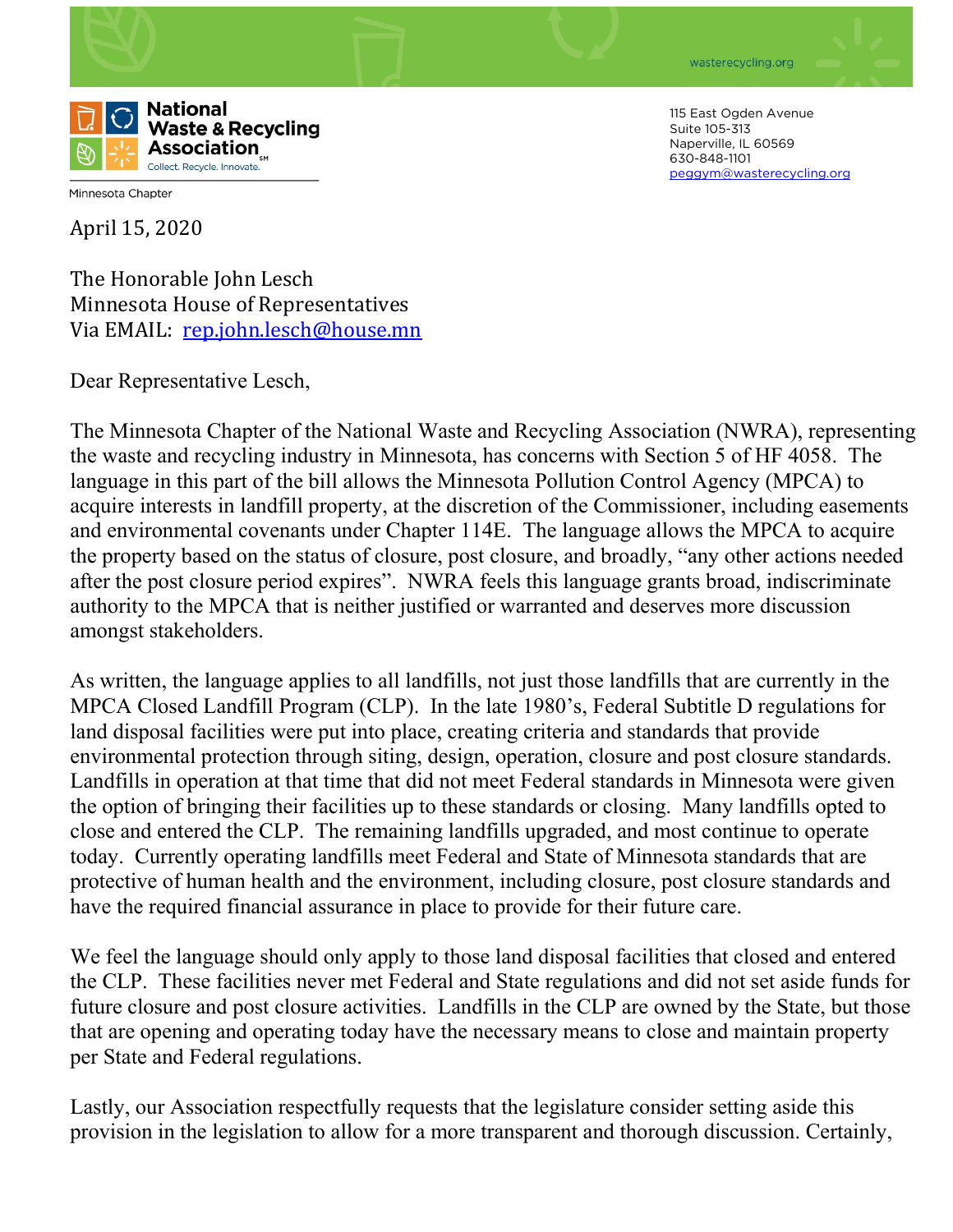wasterecycling.org

**National Waste & Recycling Association**
Collect. Recycle. Innovate.

Minnesota Chapter

115 East Ogden Avenue
Suite 105-313
Naperville, IL 60569
630-848-1101
peggym@wasterecycling.org

April 15, 2020

The Honorable John Lesch
Minnesota House of Representatives
Via EMAIL: rep.john.lesch@house.mn

Dear Representative Lesch,

The Minnesota Chapter of the National Waste and Recycling Association (NWRA), representing the waste and recycling industry in Minnesota, has concerns with Section 5 of HF 4058. The language in this part of the bill allows the Minnesota Pollution Control Agency (MPCA) to acquire interests in landfill property, at the discretion of the Commissioner, including easements and environmental covenants under Chapter 114E. The language allows the MPCA to acquire the property based on the status of closure, post closure, and broadly, "any other actions needed after the post closure period expires". NWRA feels this language grants broad, indiscriminate authority to the MPCA that is neither justified or warranted and deserves more discussion amongst stakeholders.

As written, the language applies to all landfills, not just those landfills that are currently in the MPCA Closed Landfill Program (CLP). In the late 1980's, Federal Subtitle D regulations for land disposal facilities were put into place, creating criteria and standards that provide environmental protection through siting, design, operation, closure and post closure standards. Landfills in operation at that time that did not meet Federal standards in Minnesota were given the option of bringing their facilities up to these standards or closing. Many landfills opted to close and entered the CLP. The remaining landfills upgraded, and most continue to operate today. Currently operating landfills meet Federal and State of Minnesota standards that are protective of human health and the environment, including closure, post closure standards and have the required financial assurance in place to provide for their future care.

We feel the language should only apply to those land disposal facilities that closed and entered the CLP. These facilities never met Federal and State regulations and did not set aside funds for future closure and post closure activities. Landfills in the CLP are owned by the State, but those that are opening and operating today have the necessary means to close and maintain property per State and Federal regulations.

Lastly, our Association respectfully requests that the legislature consider setting aside this provision in the legislation to allow for a more transparent and thorough discussion. Certainly,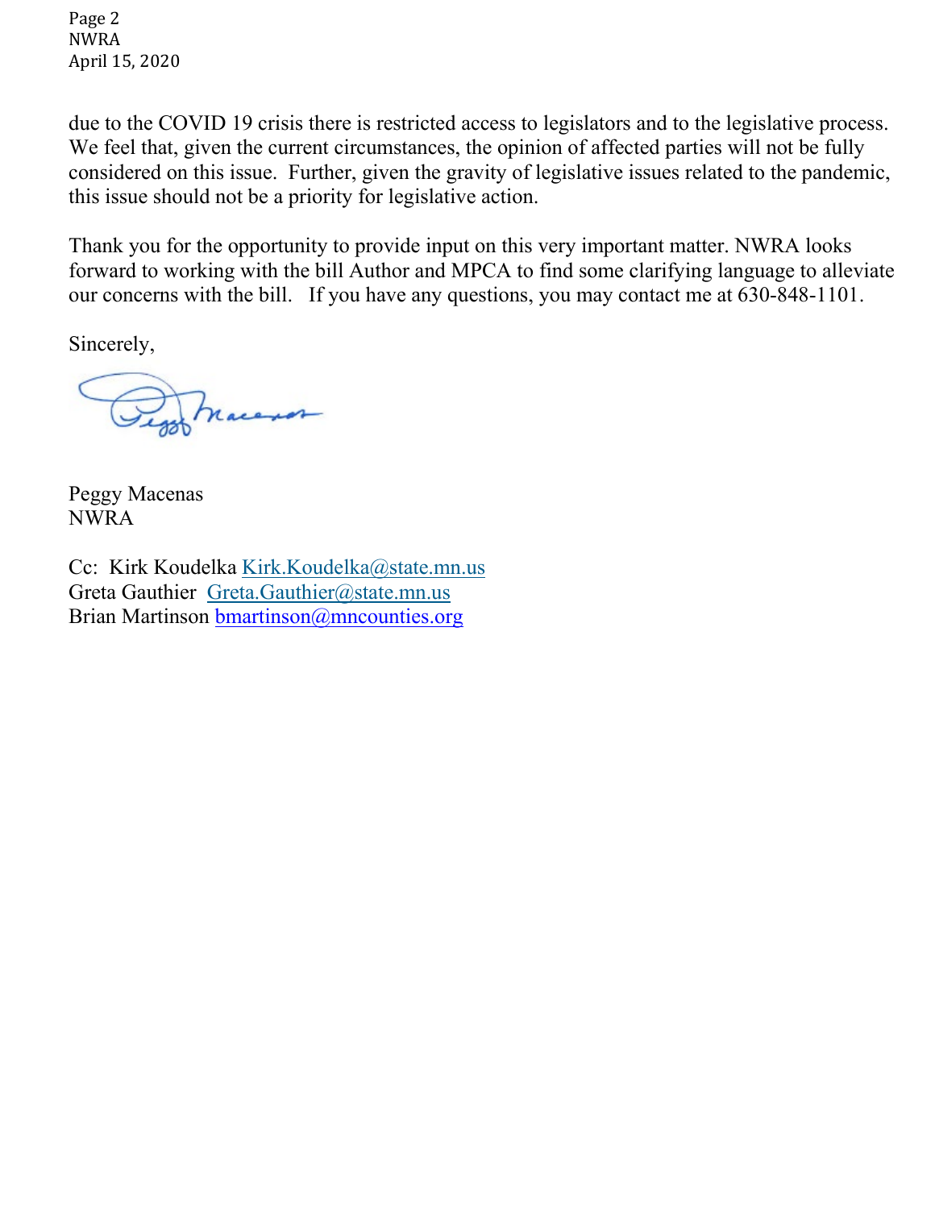due to the COVID 19 crisis there is restricted access to legislators and to the legislative process. We feel that, given the current circumstances, the opinion of affected parties will not be fully considered on this issue. Further, given the gravity of legislative issues related to the pandemic, this issue should not be a priority for legislative action.

Thank you for the opportunity to provide input on this very important matter. NWRA looks forward to working with the bill Author and MPCA to find some clarifying language to alleviate our concerns with the bill. If you have any questions, you may contact me at 630-848-1101.

Sincerely,

Peggy Macenas
NWRA

Cc: Kirk Koudelka Kirk.Koudelka@state.mn.us
Greta Gauthier Greta.Gauthier@state.mn.us
Brian Martinson bmartinson@mncounties.org